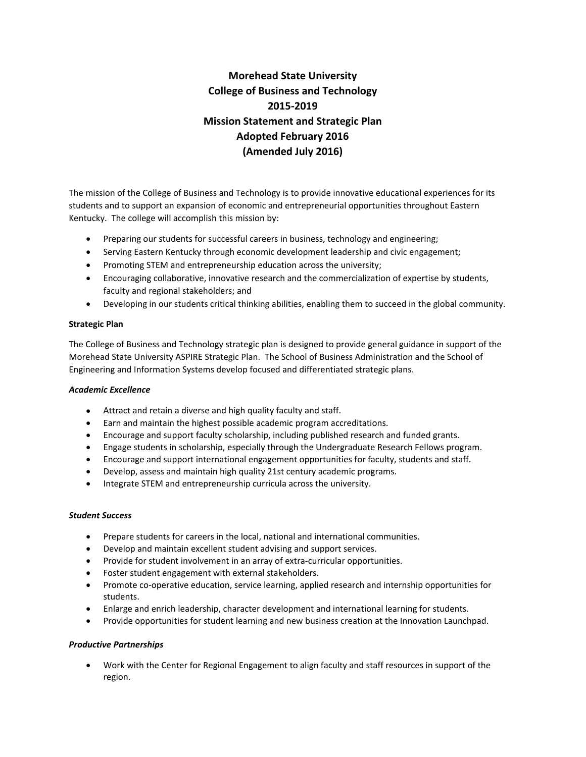# Morehead State University
# College of Business and Technology
# 2015-2019
# Mission Statement and Strategic Plan
# Adopted February 2016
# (Amended July 2016)

The mission of the College of Business and Technology is to provide innovative educational experiences for its students and to support an expansion of economic and entrepreneurial opportunities throughout Eastern Kentucky. The college will accomplish this mission by:

- Preparing our students for successful careers in business, technology and engineering;
- Serving Eastern Kentucky through economic development leadership and civic engagement;
- Promoting STEM and entrepreneurship education across the university;
- Encouraging collaborative, innovative research and the commercialization of expertise by students, faculty and regional stakeholders; and
- Developing in our students critical thinking abilities, enabling them to succeed in the global community.

**Strategic Plan**

The College of Business and Technology strategic plan is designed to provide general guidance in support of the Morehead State University ASPIRE Strategic Plan. The School of Business Administration and the School of Engineering and Information Systems develop focused and differentiated strategic plans.

***Academic Excellence***

- Attract and retain a diverse and high quality faculty and staff.
- Earn and maintain the highest possible academic program accreditations.
- Encourage and support faculty scholarship, including published research and funded grants.
- Engage students in scholarship, especially through the Undergraduate Research Fellows program.
- Encourage and support international engagement opportunities for faculty, students and staff.
- Develop, assess and maintain high quality 21st century academic programs.
- Integrate STEM and entrepreneurship curricula across the university.

***Student Success***

- Prepare students for careers in the local, national and international communities.
- Develop and maintain excellent student advising and support services.
- Provide for student involvement in an array of extra-curricular opportunities.
- Foster student engagement with external stakeholders.
- Promote co-operative education, service learning, applied research and internship opportunities for students.
- Enlarge and enrich leadership, character development and international learning for students.
- Provide opportunities for student learning and new business creation at the Innovation Launchpad.

***Productive Partnerships***

- Work with the Center for Regional Engagement to align faculty and staff resources in support of the region.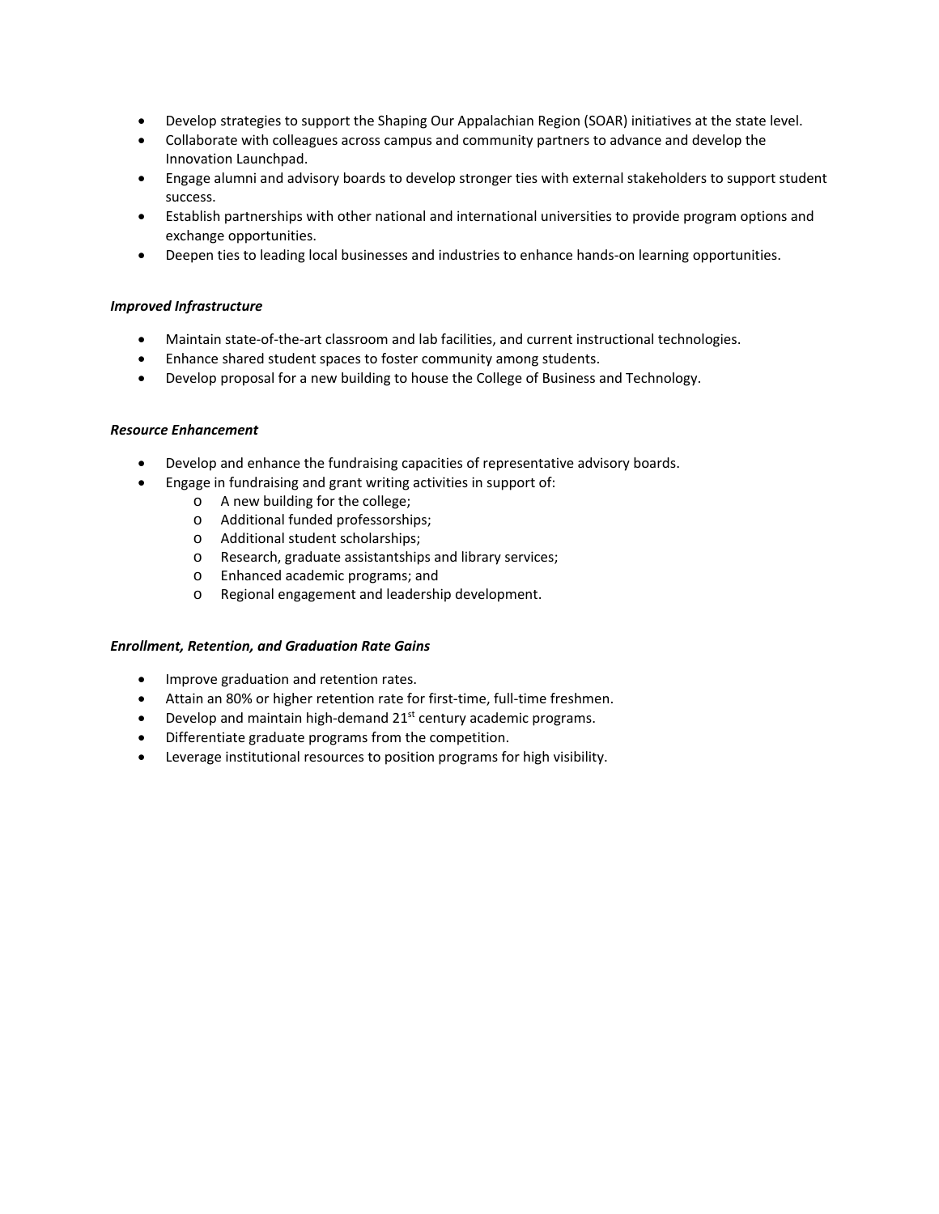- Develop strategies to support the Shaping Our Appalachian Region (SOAR) initiatives at the state level.
- Collaborate with colleagues across campus and community partners to advance and develop the Innovation Launchpad.
- Engage alumni and advisory boards to develop stronger ties with external stakeholders to support student success.
- Establish partnerships with other national and international universities to provide program options and exchange opportunities.
- Deepen ties to leading local businesses and industries to enhance hands-on learning opportunities.

***Improved Infrastructure***

- Maintain state-of-the-art classroom and lab facilities, and current instructional technologies.
- Enhance shared student spaces to foster community among students.
- Develop proposal for a new building to house the College of Business and Technology.

***Resource Enhancement***

- Develop and enhance the fundraising capacities of representative advisory boards.
- Engage in fundraising and grant writing activities in support of:
  - A new building for the college;
  - Additional funded professorships;
  - Additional student scholarships;
  - Research, graduate assistantships and library services;
  - Enhanced academic programs; and
  - Regional engagement and leadership development.

***Enrollment, Retention, and Graduation Rate Gains***

- Improve graduation and retention rates.
- Attain an 80% or higher retention rate for first-time, full-time freshmen.
- Develop and maintain high-demand 21st century academic programs.
- Differentiate graduate programs from the competition.
- Leverage institutional resources to position programs for high visibility.